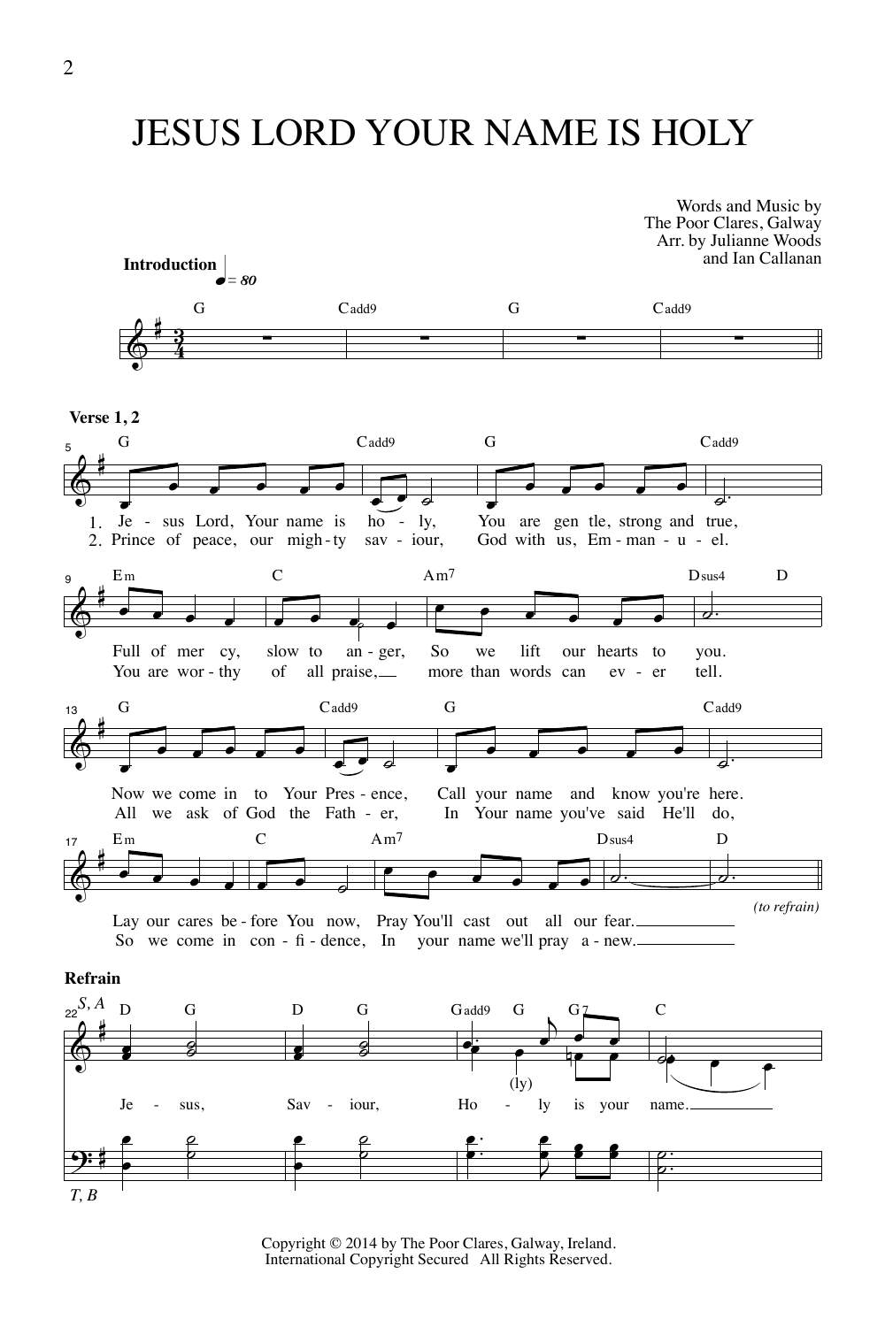# JESUS LORD YOUR NAME IS HOLY

Words and Music by
The Poor Clares, Galway
Arr. by Julianne Woods
and Ian Callanan

**Introduction** ♩ = 80

G Cadd9 G Cadd9

**Verse 1, 2**

G Cadd9 G Cadd9

1. Je - sus Lord, Your name is ho - ly, You are gen tle, strong and true,
2. Prince of peace, our migh - ty sav - iour, God with us, Em - man - u - el.

Em C Am7 Dsus4 D

Full of mer cy, slow to an - ger, So we lift our hearts to you.
You are wor - thy of all praise, more than words can ev - er tell.

G Cadd9 G Cadd9

Now we come in to Your Pres - ence, Call your name and know you're here.
All we ask of God the Fath - er, In Your name you've said He'll do,

Em C Am7 Dsus4 D

Lay our cares be - fore You now, Pray You'll cast out all our fear.
So we come in con - fi - dence, In your name we'll pray a - new.

*(to refrain)*

**Refrain**

S, A

D G D G Gadd9 G G7 C

Je - sus, Sav - iour, Ho - ly is your name.
(ly)

T, B

Copyright © 2014 by The Poor Clares, Galway, Ireland.
International Copyright Secured All Rights Reserved.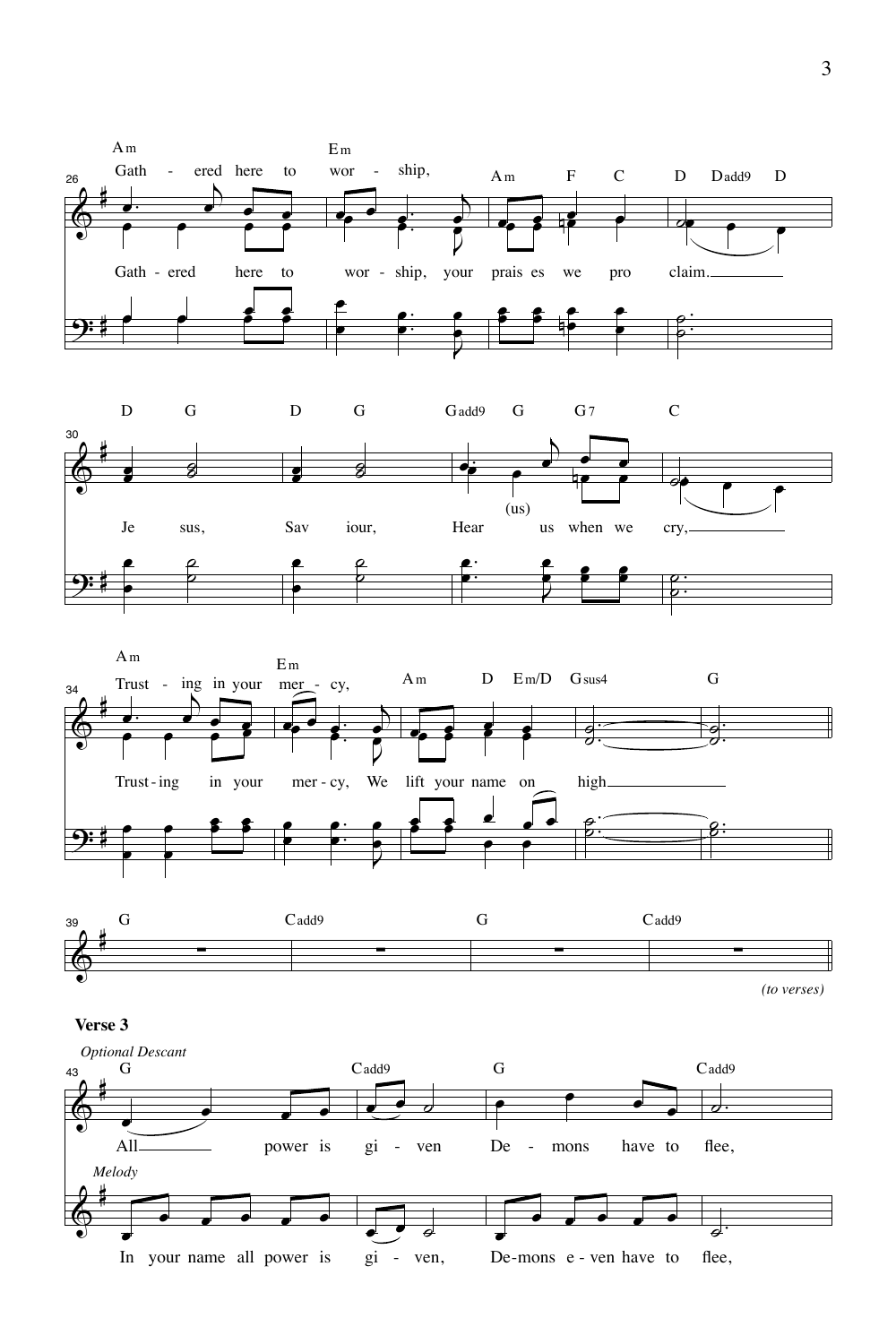Gath - ered here to wor - ship,

Gath - ered here to wor - ship, your prais es we pro claim.

Je sus, Sav iour, Hear (us) us when we cry,

Trust - ing in your mer - cy,

Trust - ing in your mer - cy, We lift your name on high

*(to verses)*

**Verse 3**

*Optional Descant*

All power is gi - ven De - mons have to flee,

*Melody*

In your name all power is gi - ven, De - mons e - ven have to flee,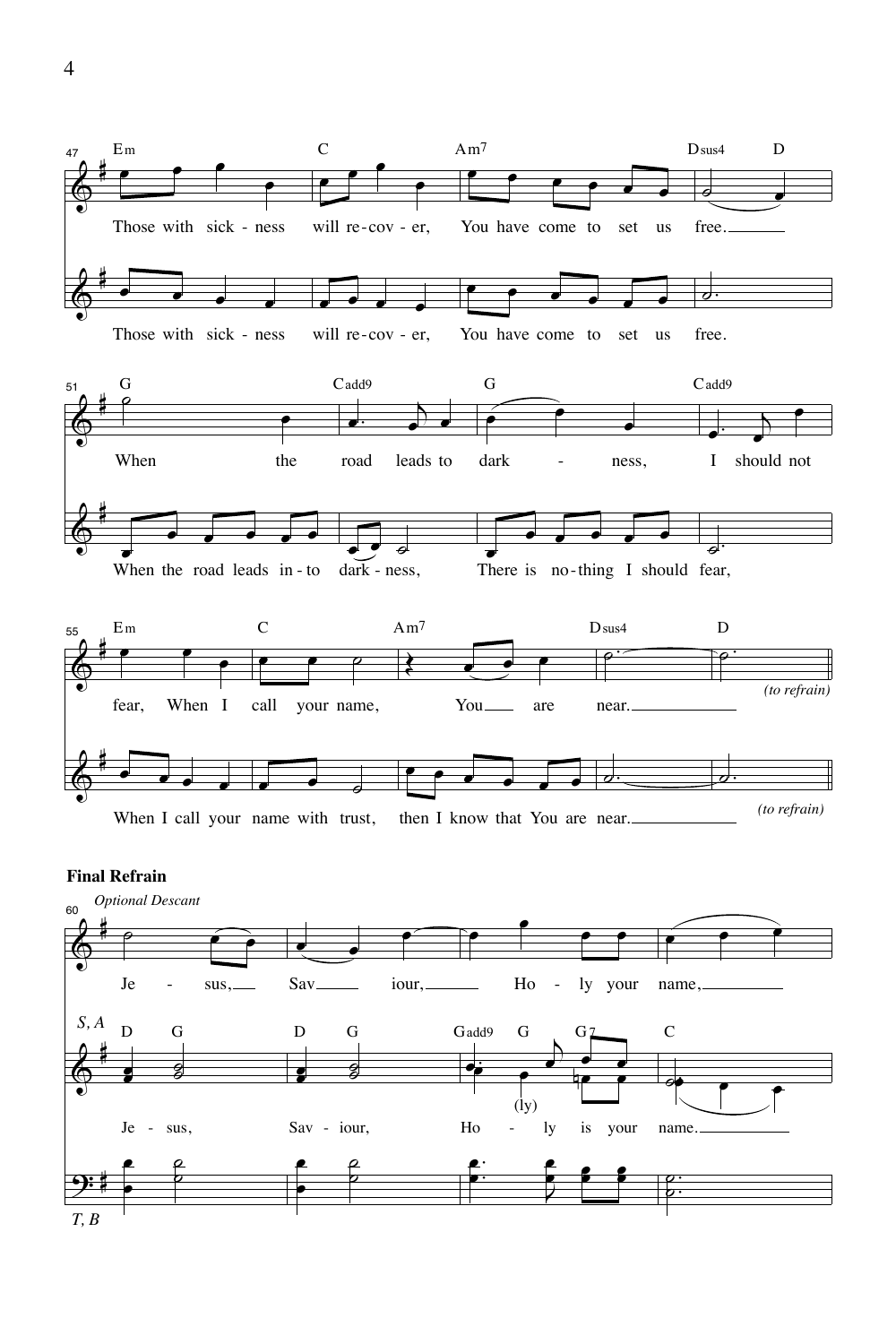Those with sick - ness will re - cov - er, You have come to set us free.

Those with sick - ness will re - cov - er, You have come to set us free.

When the road leads to dark - ness, I should not

When the road leads in - to dark - ness, There is no - thing I should fear,

fear, When I call your name, You are near.

*(to refrain)*

When I call your name with trust, then I know that You are near.

*(to refrain)*

**Final Refrain**

*Optional Descant*

Je - sus, Sav - iour, Ho - ly your name,

*S, A*

Je - sus, Sav - iour, Ho - ly is your name.

(ly)

*T, B*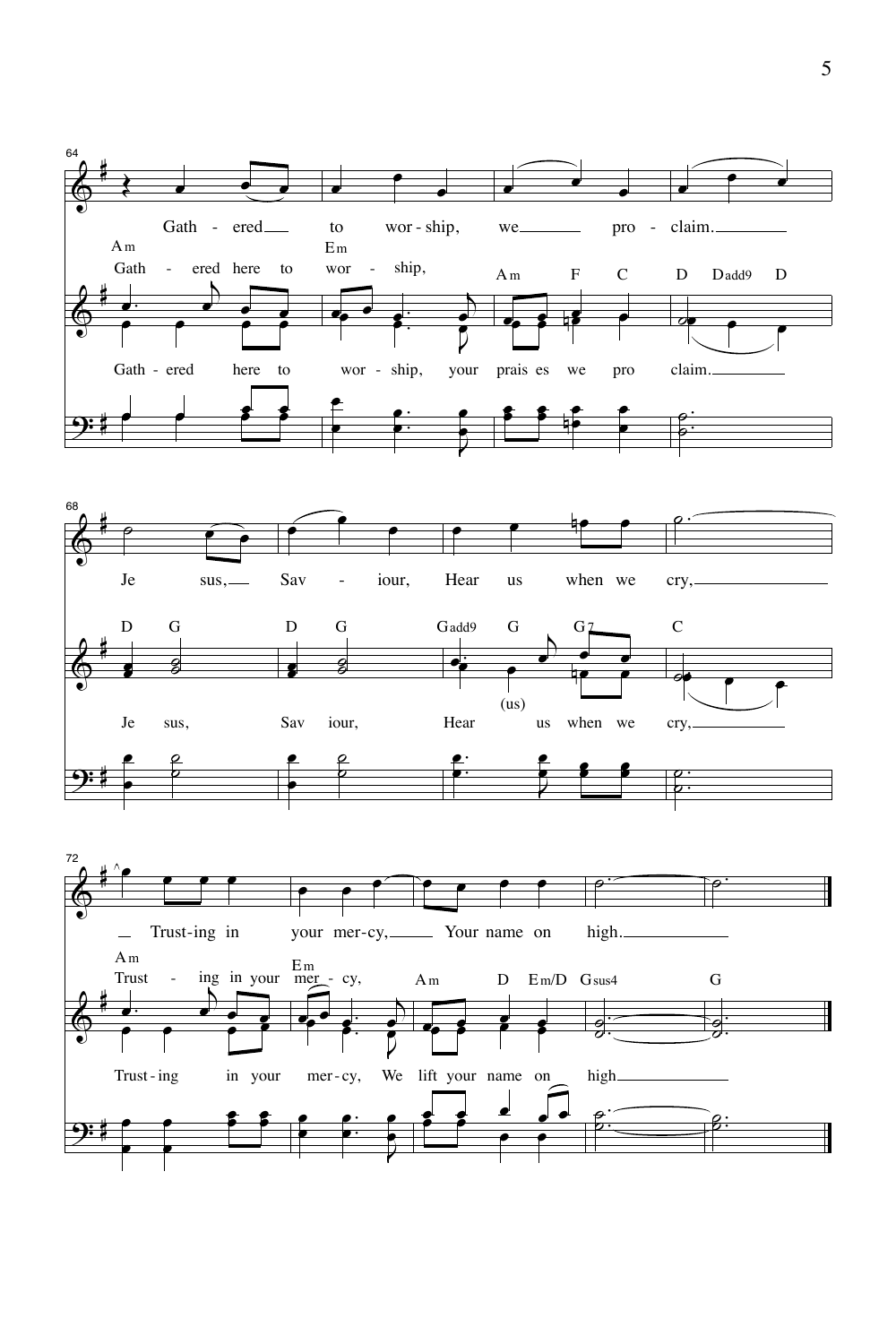Gath - ered to wor - ship, we pro - claim.

Am Em

Gath - ered here to wor - ship,

Am F C D Dadd9 D

Gath - ered here to wor - ship, your prais es we pro claim.

Je sus, Sav - iour, Hear us when we cry,

D G D G Gadd9 G G7 C

(us)

Je sus, Sav iour, Hear us when we cry,

Trust-ing in your mer-cy, Your name on high.

Am Em

Trust - ing in your mer - cy,

Am D Em/D Gsus4 G

Trust-ing in your mer-cy, We lift your name on high